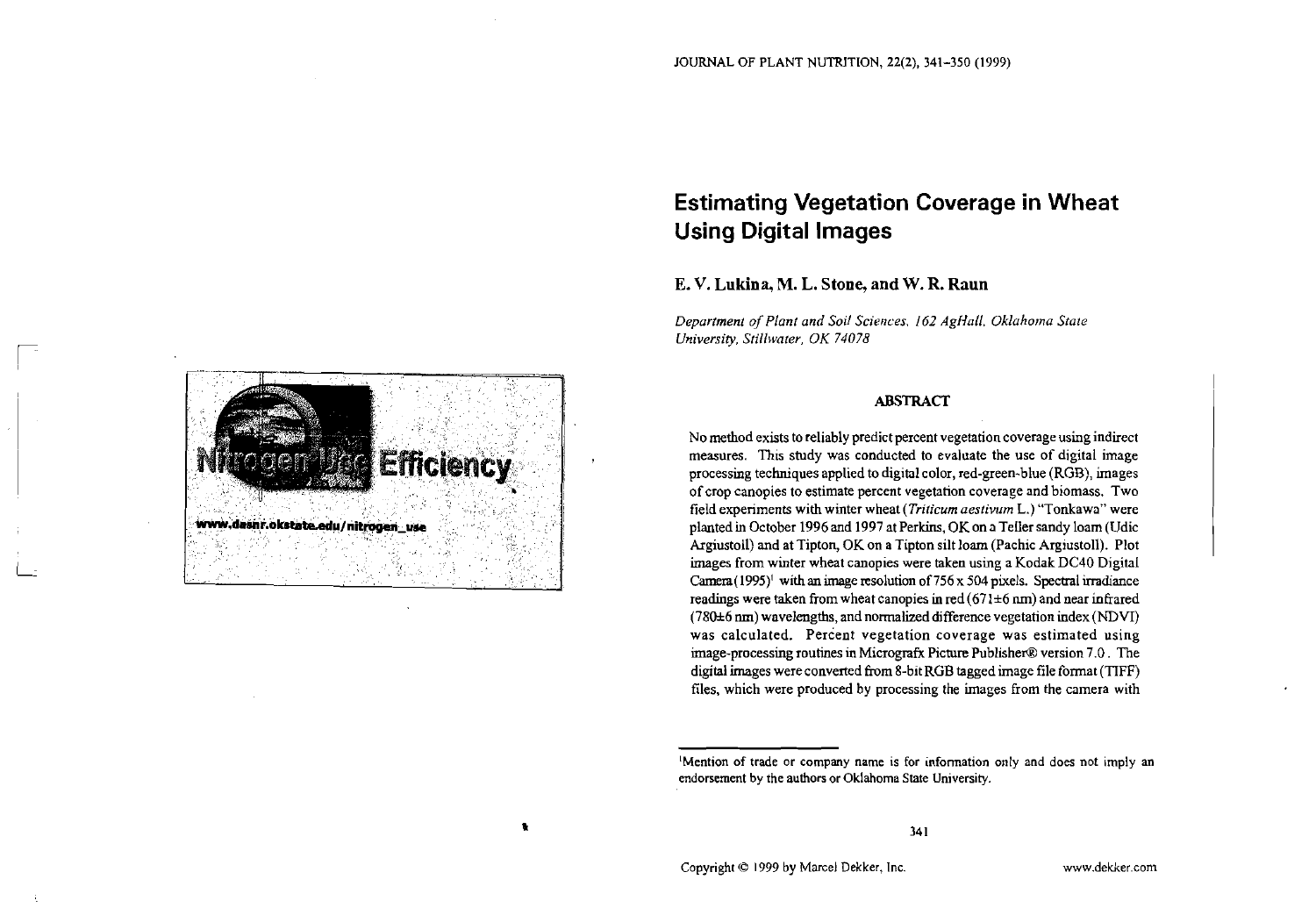# Estimating Vegetation Coverage in Wheat Using Digital Images

**E. V. Lukina, M. L. Stone, and W. R. Raun**

*Department of Plant and Soil Sciences, 162 AgHall, Oklahoma State University, Stillwater, OK 74078*

Nitrogen Use Efficiency

www.dasnr.okstate.edu/nitrogen_use

## ABSTRACT

No method exists to reliably predict percent vegetation coverage using indirect measures. This study was conducted to evaluate the use of digital image processing techniques applied to digital color, red-green-blue (RGB), images of crop canopies to estimate percent vegetation coverage and biomass. Two field experiments with winter wheat (*Triticum aestivum* L.) "Tonkawa" were planted in October 1996 and 1997 at Perkins, OK on a Teller sandy loam (Udic Argiustoll) and at Tipton, OK on a Tipton silt loam (Pachic Argiustoll). Plot images from winter wheat canopies were taken using a Kodak DC40 Digital Camera (1995)[1] with an image resolution of 756 x 504 pixels. Spectral irradiance readings were taken from wheat canopies in red (671±6 nm) and near infrared (780±6 nm) wavelengths, and normalized difference vegetation index (NDVI) was calculated. Percent vegetation coverage was estimated using image-processing routines in Micrografx Picture Publisher® version 7.0. The digital images were converted from 8-bit RGB tagged image file format (TIFF) files, which were produced by processing the images from the camera with

---

[1]Mention of trade or company name is for information only and does not imply an endorsement by the authors or Oklahoma State University.

Copyright © 1999 by Marcel Dekker, Inc. www.dekker.com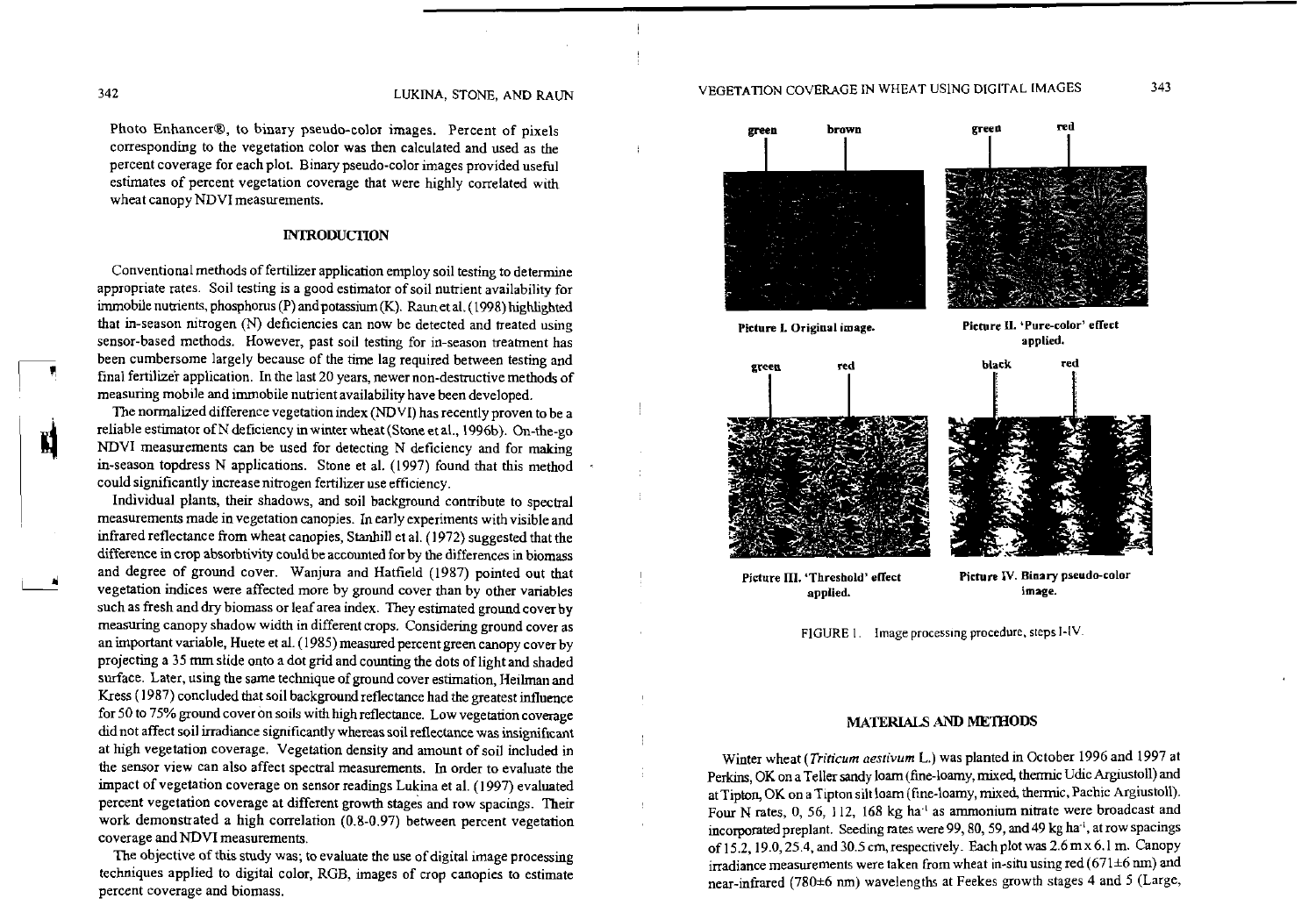Photo Enhancer®, to binary pseudo-color images. Percent of pixels corresponding to the vegetation color was then calculated and used as the percent coverage for each plot. Binary pseudo-color images provided useful estimates of percent vegetation coverage that were highly correlated with wheat canopy NDVI measurements.

## INTRODUCTION

Conventional methods of fertilizer application employ soil testing to determine appropriate rates. Soil testing is a good estimator of soil nutrient availability for immobile nutrients, phosphorus (P) and potassium (K). Raun et al. (1998) highlighted that in-season nitrogen (N) deficiencies can now be detected and treated using sensor-based methods. However, past soil testing for in-season treatment has been cumbersome largely because of the time lag required between testing and final fertilizer application. In the last 20 years, newer non-destructive methods of measuring mobile and immobile nutrient availability have been developed.

The normalized difference vegetation index (NDVI) has recently proven to be a reliable estimator of N deficiency in winter wheat (Stone et al., 1996b). On-the-go NDVI measurements can be used for detecting N deficiency and for making in-season topdress N applications. Stone et al. (1997) found that this method could significantly increase nitrogen fertilizer use efficiency.

Individual plants, their shadows, and soil background contribute to spectral measurements made in vegetation canopies. In early experiments with visible and infrared reflectance from wheat canopies, Stanhill et al. (1972) suggested that the difference in crop absorbtivity could be accounted for by the differences in biomass and degree of ground cover. Wanjura and Hatfield (1987) pointed out that vegetation indices were affected more by ground cover than by other variables such as fresh and dry biomass or leaf area index. They estimated ground cover by measuring canopy shadow width in different crops. Considering ground cover as an important variable, Huete et al. (1985) measured percent green canopy cover by projecting a 35 mm slide onto a dot grid and counting the dots of light and shaded surface. Later, using the same technique of ground cover estimation, Heilman and Kress (1987) concluded that soil background reflectance had the greatest influence for 50 to 75% ground cover on soils with high reflectance. Low vegetation coverage did not affect soil irradiance significantly whereas soil reflectance was insignificant at high vegetation coverage. Vegetation density and amount of soil included in the sensor view can also affect spectral measurements. In order to evaluate the impact of vegetation coverage on sensor readings Lukina et al. (1997) evaluated percent vegetation coverage at different growth stages and row spacings. Their work demonstrated a high correlation (0.8-0.97) between percent vegetation coverage and NDVI measurements.

The objective of this study was; to evaluate the use of digital image processing techniques applied to digital color, RGB, images of crop canopies to estimate percent coverage and biomass.

green brown

**Picture I. Original image.**

green red

**Picture II. 'Pure-color' effect applied.**

green red

**Picture III. 'Threshold' effect applied.**

black red

**Picture IV. Binary pseudo-color image.**

FIGURE 1. Image processing procedure, steps I-IV.

## MATERIALS AND METHODS

Winter wheat (*Triticum aestivum* L.) was planted in October 1996 and 1997 at Perkins, OK on a Teller sandy loam (fine-loamy, mixed, thermic Udic Argiustoll) and at Tipton, OK on a Tipton silt loam (fine-loamy, mixed, thermic, Pachic Argiustoll). Four N rates, 0, 56, 112, 168 kg ha$^{-1}$ as ammonium nitrate were broadcast and incorporated preplant. Seeding rates were 99, 80, 59, and 49 kg ha$^{-1}$, at row spacings of 15.2, 19.0, 25.4, and 30.5 cm, respectively. Each plot was 2.6 m x 6.1 m. Canopy irradiance measurements were taken from wheat in-situ using red (671±6 nm) and near-infrared (780±6 nm) wavelengths at Feekes growth stages 4 and 5 (Large,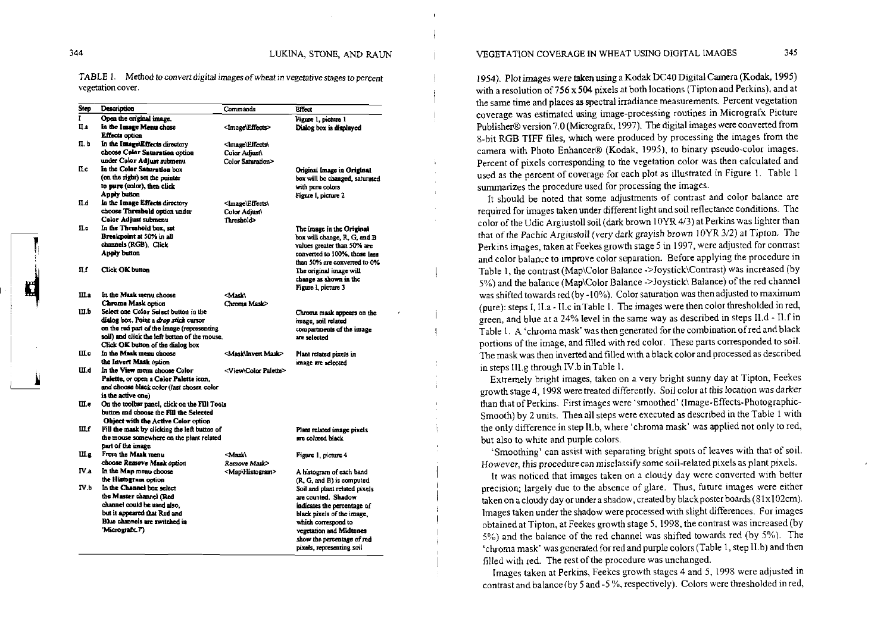TABLE 1. Method to convert digital images of wheat in vegetative stages to percent vegetation cover.

| Step | Description | Commands | Effect |
|---|---|---|---|
| I | Open the original image. | | Figure 1, picture 1 |
| II.a | In the Image Menu chose Effects option | <Image\Effects> | Dialog box is displayed |
| II. b | In the Image\Effects directory choose Color Saturation option under Color Adjust submenu | <Image\Effects\ Color Adjust\ Color Saturation> | |
| II.c | In the Color Saturation box (on the right) set the pointer to pure (color), then click Apply button | | Original Image in Original box will be changed, saturated with pure colors Figure 1, picture 2 |
| II.d | In the Image Effects directory choose Threshold option under Color Adjust submenu | <Image\Effects\ Color Adjust\ Threshold> | |
| II.e | In the Threshold box, set Breakpoint at 50% in all channels (RGB). Click Apply button | | The image in the Original box will change, R, G, and B values greater than 50% are converted to 100%, those less than 50% are converted to 0% |
| II.f | Click OK button | | The original image will change as shown in the Figure 1, picture 3 |
| III.a | In the Mask menu choose Chroma Mask option | <Mask\ Chroma Mask> | |
| III.b | Select one Color Select button in the dialog box. Point a *drop stick* cursor on the red part of the image (representing soil) and click the left button of the mouse. Click OK button of the dialog box | | Chroma mask appears on the image, soil related compartments of the image are selected |
| III.c | In the Mask menu choose the Invert Mask option | <Mask\Invert Mask> | Plant related pixels in image are selected |
| III.d | In the View menu choose Color Palette, or open a Color Palette icon, and choose black color (last chosen color is the active one) | <View\Color Palette> | |
| III.e | On the toolbar panel, click on the Fill Tools button and choose the Fill the Selected Object with the Active Color option | | |
| III.f | Fill the mask by clicking the left button of the mouse somewhere on the plant related part of the image | | Plant related image pixels are colored black |
| III.g | From the Mask menu choose Remove Mask option | <Mask\ Remove Mask> | Figure 1, picture 4 |
| IV.a | In the Map menu choose the Histogram option | <Map\Histogram> | A histogram of each band (R, G, and B) is computed |
| IV.b | In the Channel box select the Master channel (Red channel could be used also, but it appeared that Red and Blue channels are switched in 'Micrografx.7) | | Soil and plant related pixels are counted. Shadow indicates the percentage of black pixels of the image, which correspond to vegetation and Midtones show the percentage of red pixels, representing soil |

1954). Plot images were taken using a Kodak DC40 Digital Camera (Kodak, 1995) with a resolution of 756 x 504 pixels at both locations (Tipton and Perkins), and at the same time and places as spectral irradiance measurements. Percent vegetation coverage was estimated using image-processing routines in Micrografx Picture Publisher® version 7.0 (Micrografx, 1997). The digital images were converted from 8-bit RGB TIFF files, which were produced by processing the images from the camera with Photo Enhancer® (Kodak, 1995), to binary pseudo-color images. Percent of pixels corresponding to the vegetation color was then calculated and used as the percent of coverage for each plot as illustrated in Figure 1. Table 1 summarizes the procedure used for processing the images.

It should be noted that some adjustments of contrast and color balance are required for images taken under different light and soil reflectance conditions. The color of the Udic Argiustoll soil (dark brown 10YR 4/3) at Perkins was lighter than that of the Pachic Argiustoll (very dark grayish brown 10YR 3/2) at Tipton. The Perkins images, taken at Feekes growth stage 5 in 1997, were adjusted for contrast and color balance to improve color separation. Before applying the procedure in Table 1, the contrast (Map\Color Balance ->Joystick\Contrast) was increased (by 5%) and the balance (Map\Color Balance ->Joystick\ Balance) of the red channel was shifted towards red (by -10%). Color saturation was then adjusted to maximum (pure): steps I, II.a - II.c in Table 1. The images were then color thresholded in red, green, and blue at a 24% level in the same way as described in steps II.d - II.f in Table 1. A 'chroma mask' was then generated for the combination of red and black portions of the image, and filled with red color. These parts corresponded to soil. The mask was then inverted and filled with a black color and processed as described in steps III.g through IV.b in Table 1.

Extremely bright images, taken on a very bright sunny day at Tipton, Feekes growth stage 4, 1998 were treated differently. Soil color at this location was darker than that of Perkins. First images were 'smoothed' (Image-Effects-Photographic-Smooth) by 2 units. Then all steps were executed as described in the Table 1 with the only difference in step II.b, where 'chroma mask' was applied not only to red, but also to white and purple colors.

'Smoothing' can assist with separating bright spots of leaves with that of soil. However, this procedure can misclassify some soil-related pixels as plant pixels.

It was noticed that images taken on a cloudy day were converted with better precision; largely due to the absence of glare. Thus, future images were either taken on a cloudy day or under a shadow, created by black poster boards (81x102cm). Images taken under the shadow were processed with slight differences. For images obtained at Tipton, at Feekes growth stage 5, 1998, the contrast was increased (by 5%) and the balance of the red channel was shifted towards red (by 5%). The 'chroma mask' was generated for red and purple colors (Table 1, step II.b) and then filled with red. The rest of the procedure was unchanged.

Images taken at Perkins, Feekes growth stages 4 and 5, 1998 were adjusted in contrast and balance (by 5 and -5 %, respectively). Colors were thresholded in red,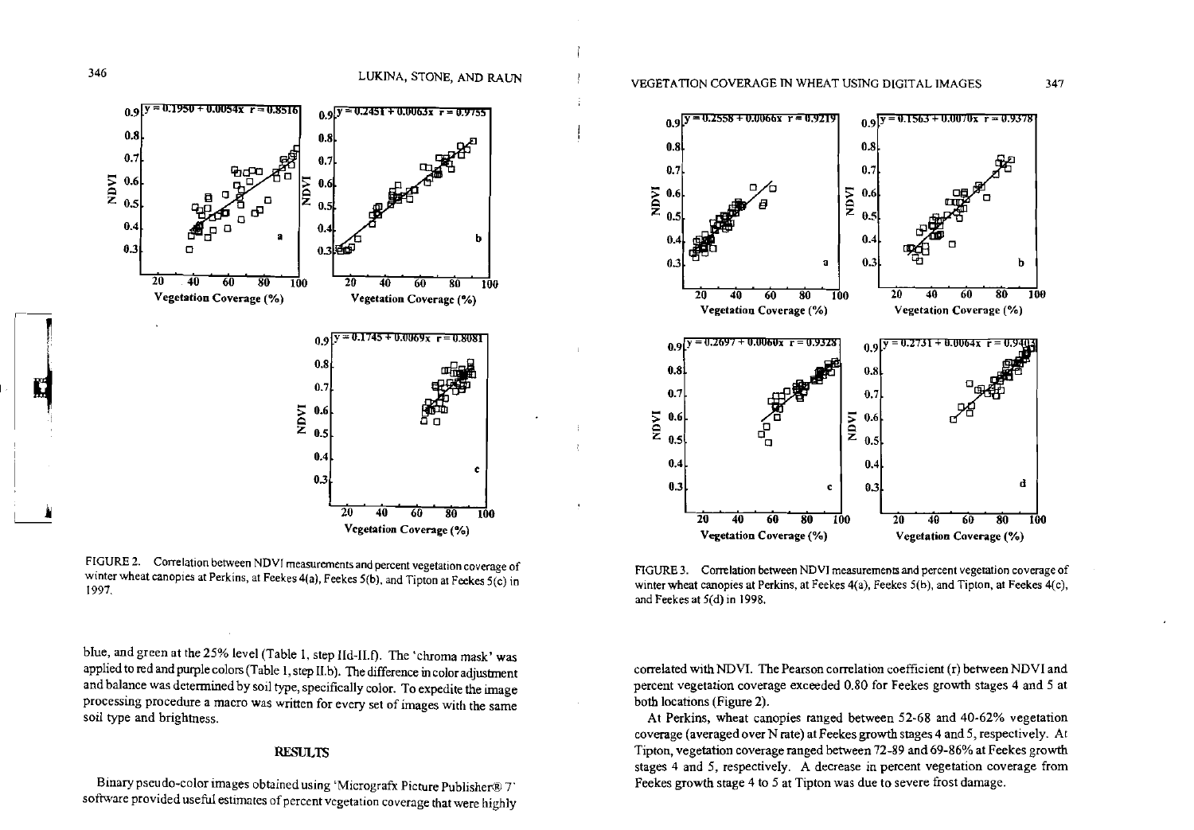FIGURE 2. Correlation between NDVI measurements and percent vegetation coverage of winter wheat canopies at Perkins, at Feekes 4(a), Feekes 5(b), and Tipton at Feekes 5(c) in 1997.

blue, and green at the 25% level (Table 1, step IId-II.f). The 'chroma mask' was applied to red and purple colors (Table 1, step II.b). The difference in color adjustment and balance was determined by soil type, specifically color. To expedite the image processing procedure a macro was written for every set of images with the same soil type and brightness.

## RESULTS

Binary pseudo-color images obtained using 'Micrografx Picture Publisher® 7' software provided useful estimates of percent vegetation coverage that were highly correlated with NDVI. The Pearson correlation coefficient (r) between NDVI and percent vegetation coverage exceeded 0.80 for Feekes growth stages 4 and 5 at both locations (Figure 2).

At Perkins, wheat canopies ranged between 52-68 and 40-62% vegetation coverage (averaged over N rate) at Feekes growth stages 4 and 5, respectively. At Tipton, vegetation coverage ranged between 72-89 and 69-86% at Feekes growth stages 4 and 5, respectively. A decrease in percent vegetation coverage from Feekes growth stage 4 to 5 at Tipton was due to severe frost damage.

FIGURE 3. Correlation between NDVI measurements and percent vegetation coverage of winter wheat canopies at Perkins, at Feekes 4(a), Feekes 5(b), and Tipton, at Feekes 4(c), and Feekes at 5(d) in 1998.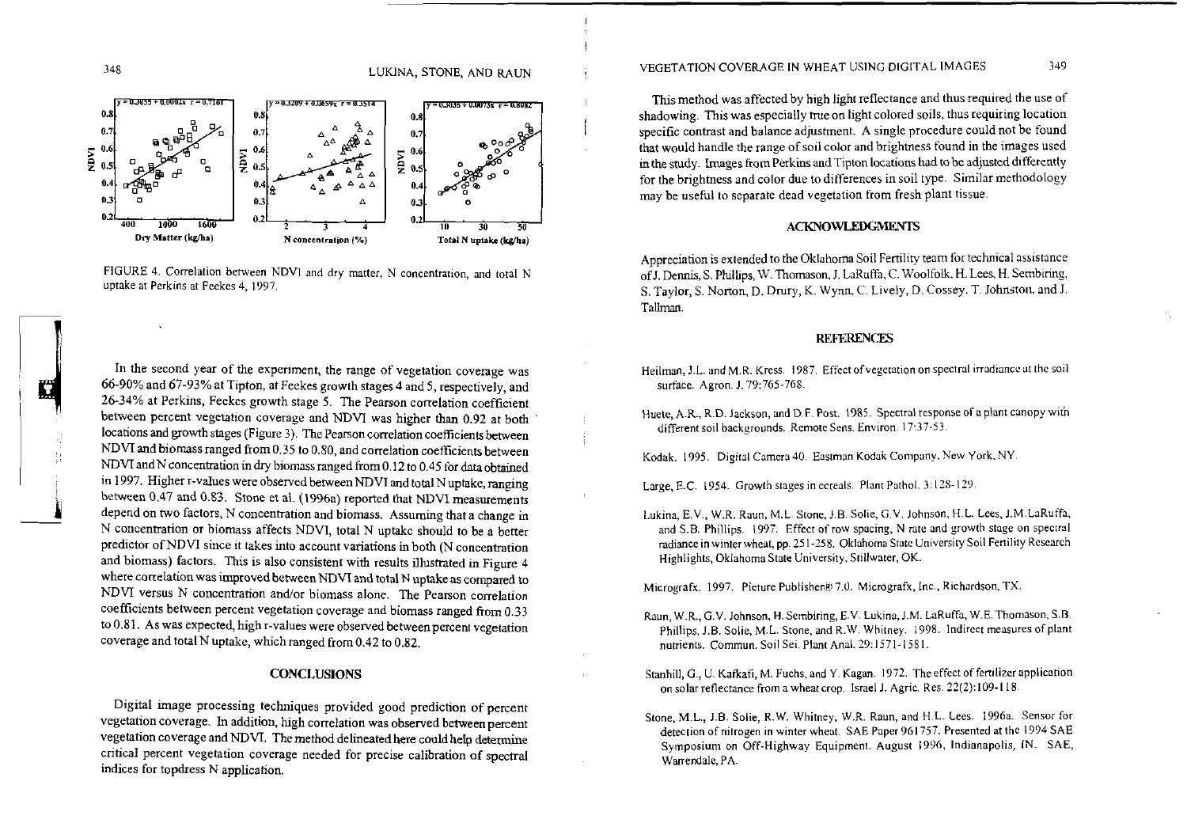FIGURE 4. Correlation between NDVI and dry matter, N concentration, and total N uptake at Perkins at Feekes 4, 1997.

In the second year of the experiment, the range of vegetation coverage was 66-90% and 67-93% at Tipton, at Feekes growth stages 4 and 5, respectively, and 26-34% at Perkins, Feekes growth stage 5. The Pearson correlation coefficient between percent vegetation coverage and NDVI was higher than 0.92 at both locations and growth stages (Figure 3). The Pearson correlation coefficients between NDVI and biomass ranged from 0.35 to 0.80, and correlation coefficients between NDVI and N concentration in dry biomass ranged from 0.12 to 0.45 for data obtained in 1997. Higher r-values were observed between NDVI and total N uptake, ranging between 0.47 and 0.83. Stone et al. (1996a) reported that NDVI measurements depend on two factors, N concentration and biomass. Assuming that a change in N concentration or biomass affects NDVI, total N uptake should to be a better predictor of NDVI since it takes into account variations in both (N concentration and biomass) factors. This is also consistent with results illustrated in Figure 4 where correlation was improved between NDVI and total N uptake as compared to NDVI versus N concentration and/or biomass alone. The Pearson correlation coefficients between percent vegetation coverage and biomass ranged from 0.33 to 0.81. As was expected, high r-values were observed between percent vegetation coverage and total N uptake, which ranged from 0.42 to 0.82.

## CONCLUSIONS

Digital image processing techniques provided good prediction of percent vegetation coverage. In addition, high correlation was observed between percent vegetation coverage and NDVI. The method delineated here could help determine critical percent vegetation coverage needed for precise calibration of spectral indices for topdress N application.

This method was affected by high light reflectance and thus required the use of shadowing. This was especially true on light colored soils, thus requiring location specific contrast and balance adjustment. A single procedure could not be found that would handle the range of soil color and brightness found in the images used in the study. Images from Perkins and Tipton locations had to be adjusted differently for the brightness and color due to differences in soil type. Similar methodology may be useful to separate dead vegetation from fresh plant tissue.

## ACKNOWLEDGMENTS

Appreciation is extended to the Oklahoma Soil Fertility team for technical assistance of J. Dennis, S. Phillips, W. Thomason, J. LaRuffa, C. Woolfolk, H. Lees, H. Sembiring, S. Taylor, S. Norton, D. Drury, K. Wynn, C. Lively, D. Cossey, T. Johnston, and J. Tallman.

## REFERENCES

Heilman, J.L. and M.R. Kress. 1987. Effect of vegetation on spectral irradiance at the soil surface. Agron. J. 79:765-768.

Huete, A.R., R.D. Jackson, and D.F. Post. 1985. Spectral response of a plant canopy with different soil backgrounds. Remote Sens. Environ. 17:37-53.

Kodak. 1995. Digital Camera 40. Eastman Kodak Company, New York, NY.

Large, E.C. 1954. Growth stages in cereals. Plant Pathol. 3:128-129.

Lukina, E.V., W.R. Raun, M.L. Stone, J.B. Solie, G.V. Johnson, H.L. Lees, J.M. LaRuffa, and S.B. Phillips. 1997. Effect of row spacing, N rate and growth stage on spectral radiance in winter wheat, pp. 251-258. Oklahoma State University Soil Fertility Research Highlights, Oklahoma State University, Stillwater, OK.

Micrografx. 1997. Picture Publisher® 7.0. Micrografx, Inc., Richardson, TX.

Raun, W.R., G.V. Johnson, H. Sembiring, E.V. Lukina, J.M. LaRuffa, W.E. Thomason, S.B. Phillips, J.B. Solie, M.L. Stone, and R.W. Whitney. 1998. Indirect measures of plant nutrients. Commun. Soil Sci. Plant Anal. 29:1571-1581.

Stanhill, G., U. Kafkafi, M. Fuchs, and Y. Kagan. 1972. The effect of fertilizer application on solar reflectance from a wheat crop. Israel J. Agric. Res. 22(2):109-118.

Stone, M.L., J.B. Solie, R.W. Whitney, W.R. Raun, and H.L. Lees. 1996a. Sensor for detection of nitrogen in winter wheat. SAE Paper 961757. Presented at the 1994 SAE Symposium on Off-Highway Equipment. August 1996, Indianapolis, IN. SAE, Warrendale, PA.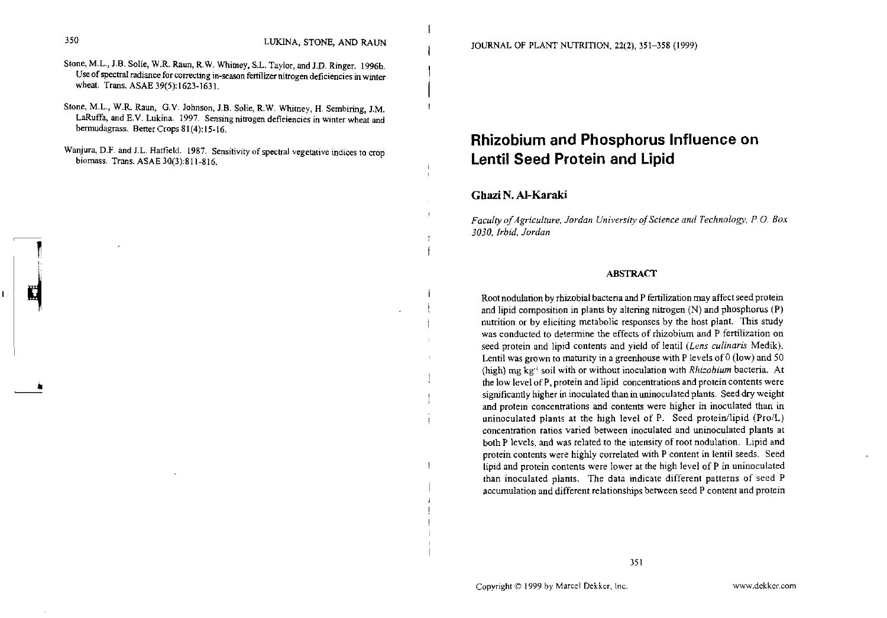Stone, M.L., J.B. Solie, W.R. Raun, R.W. Whitney, S.L. Taylor, and J.D. Ringer. 1996b. Use of spectral radiance for correcting in-season fertilizer nitrogen deficiencies in winter wheat. Trans. ASAE 39(5):1623-1631.

Stone, M.L., W.R. Raun, G.V. Johnson, J.B. Solie, R.W. Whitney, H. Sembiring, J.M. LaRuffa, and E.V. Lukina. 1997. Sensing nitrogen deficiencies in winter wheat and bermudagrass. Better Crops 81(4):15-16.

Wanjura, D.F. and J.L. Hatfield. 1987. Sensitivity of spectral vegetative indices to crop biomass. Trans. ASAE 30(3):811-816.

# Rhizobium and Phosphorus Influence on Lentil Seed Protein and Lipid

**Ghazi N. Al-Karaki**

*Faculty of Agriculture, Jordan University of Science and Technology, P.O. Box 3030, Irbid, Jordan*

## ABSTRACT

Root nodulation by rhizobial bacteria and P fertilization may affect seed protein and lipid composition in plants by altering nitrogen (N) and phosphorus (P) nutrition or by eliciting metabolic responses by the host plant. This study was conducted to determine the effects of rhizobium and P fertilization on seed protein and lipid contents and yield of lentil (*Lens culinaris* Medik). Lentil was grown to maturity in a greenhouse with P levels of 0 (low) and 50 (high) mg kg$^{-1}$ soil with or without inoculation with *Rhizobium* bacteria. At the low level of P, protein and lipid concentrations and protein contents were significantly higher in inoculated than in uninoculated plants. Seed dry weight and protein concentrations and contents were higher in inoculated than in uninoculated plants at the high level of P. Seed protein/lipid (Pro/L) concentration ratios varied between inoculated and uninoculated plants at both P levels, and was related to the intensity of root nodulation. Lipid and protein contents were highly correlated with P content in lentil seeds. Seed lipid and protein contents were lower at the high level of P in uninoculated than inoculated plants. The data indicate different patterns of seed P accumulation and different relationships between seed P content and protein